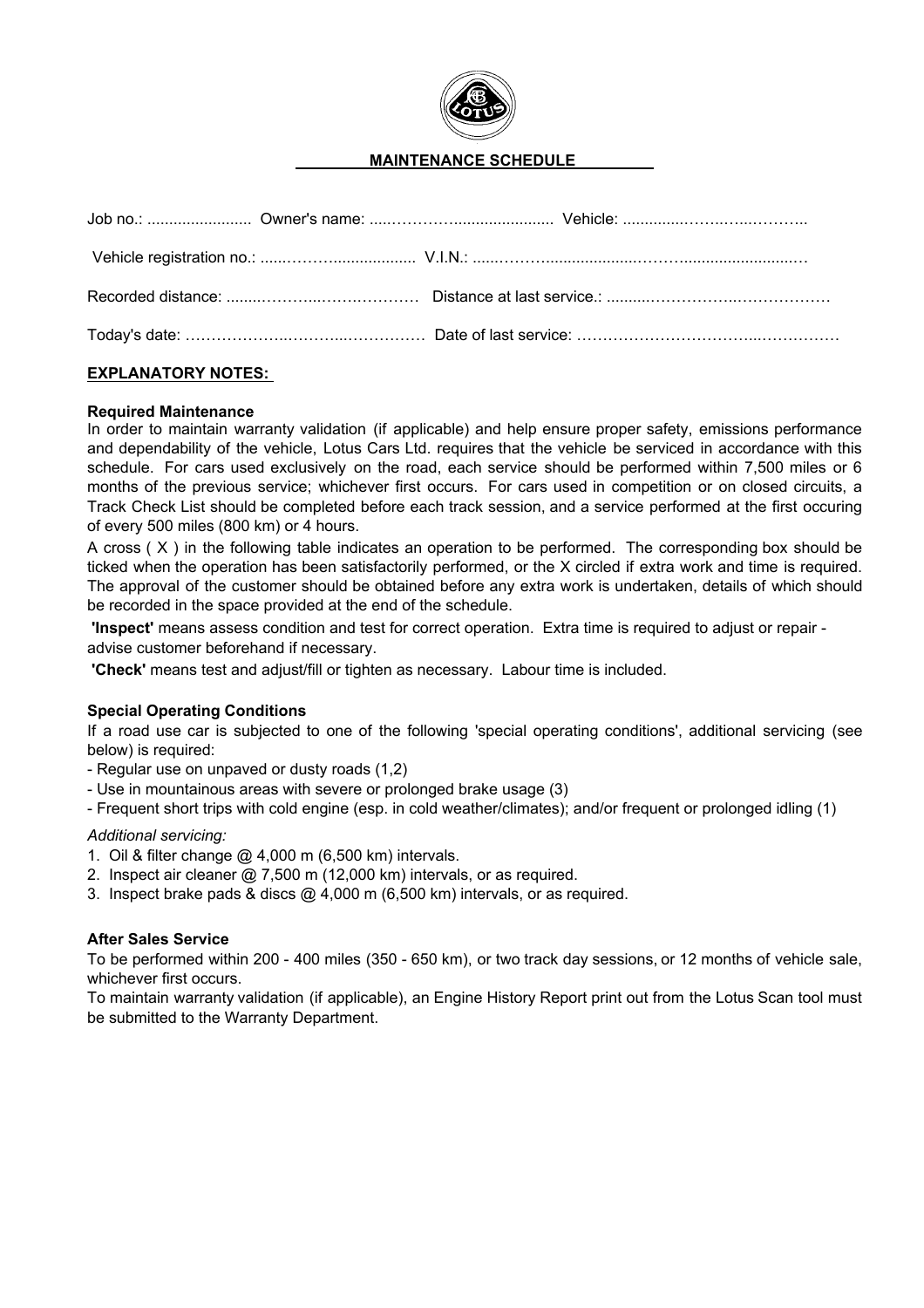## MAINTENANCE SCHEDULE

Job no.: ........................ Owner's name: .....……………...................... Vehicle: ..............……..…..………..

Vehicle registration no.: ......………................... V.I.N.: ......………....................……...........................…

Recorded distance: ........………...…….………… Distance at last service.: ..........…………….…………….…

Today's date: ………………..………..…………… Date of last service: …………………………….....……………

**EXPLANATORY NOTES:**

**Required Maintenance**

In order to maintain warranty validation (if applicable) and help ensure proper safety, emissions performance and dependability of the vehicle, Lotus Cars Ltd. requires that the vehicle be serviced in accordance with this schedule. For cars used exclusively on the road, each service should be performed within 7,500 miles or 6 months of the previous service; whichever first occurs. For cars used in competition or on closed circuits, a Track Check List should be completed before each track session, and a service performed at the first occuring of every 500 miles (800 km) or 4 hours.

A cross ( X ) in the following table indicates an operation to be performed. The corresponding box should be ticked when the operation has been satisfactorily performed, or the X circled if extra work and time is required. The approval of the customer should be obtained before any extra work is undertaken, details of which should be recorded in the space provided at the end of the schedule.

**'Inspect'** means assess condition and test for correct operation. Extra time is required to adjust or repair - advise customer beforehand if necessary.

**'Check'** means test and adjust/fill or tighten as necessary. Labour time is included.

**Special Operating Conditions**

If a road use car is subjected to one of the following 'special operating conditions', additional servicing (see below) is required:

- Regular use on unpaved or dusty roads (1,2)
- Use in mountainous areas with severe or prolonged brake usage (3)
- Frequent short trips with cold engine (esp. in cold weather/climates); and/or frequent or prolonged idling (1)

*Additional servicing:*

1. Oil & filter change @ 4,000 m (6,500 km) intervals.
2. Inspect air cleaner @ 7,500 m (12,000 km) intervals, or as required.
3. Inspect brake pads & discs @ 4,000 m (6,500 km) intervals, or as required.

**After Sales Service**

To be performed within 200 - 400 miles (350 - 650 km), or two track day sessions, or 12 months of vehicle sale, whichever first occurs.

To maintain warranty validation (if applicable), an Engine History Report print out from the Lotus Scan tool must be submitted to the Warranty Department.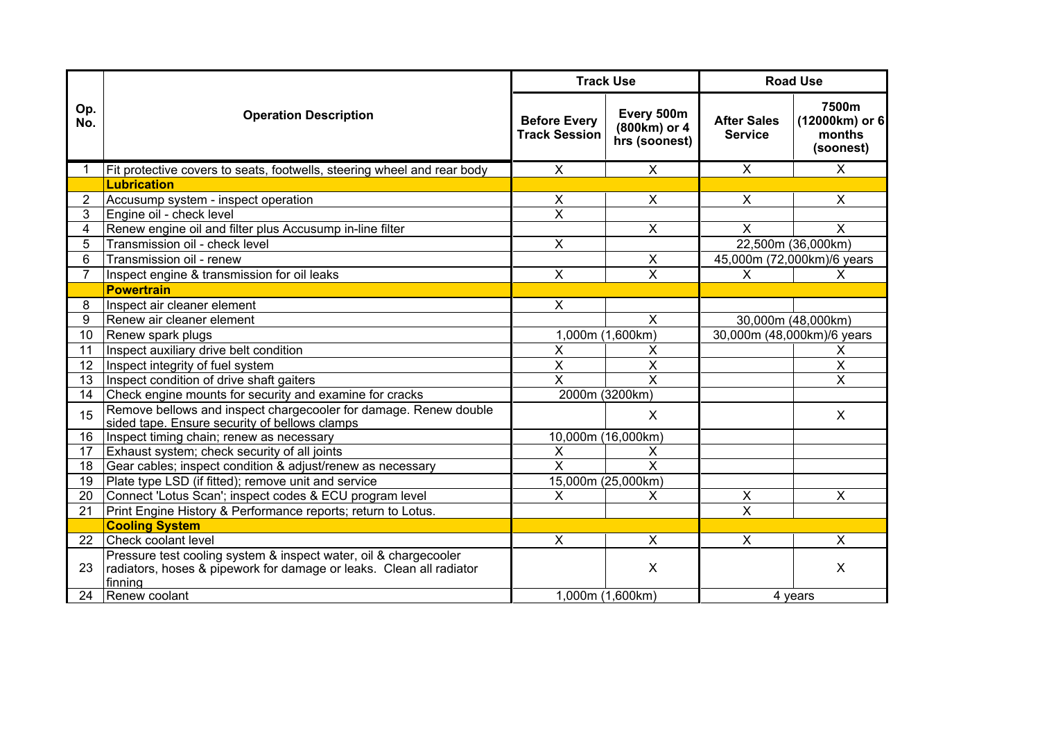| Op. No. | Operation Description | Track Use | | Road Use | |
|---|---|---|---|---|---|
| | | Before Every Track Session | Every 500m (800km) or 4 hrs (soonest) | After Sales Service | 7500m (12000km) or 6 months (soonest) |
| 1 | Fit protective covers to seats, footwells, steering wheel and rear body | X | X | X | X |
| | **Lubrication** | | | | |
| 2 | Accusump system - inspect operation | X | X | X | X |
| 3 | Engine oil - check level | X | | | |
| 4 | Renew engine oil and filter plus Accusump in-line filter | | X | X | X |
| 5 | Transmission oil - check level | X | | 22,500m (36,000km) | |
| 6 | Transmission oil - renew | | X | 45,000m (72,000km)/6 years | |
| 7 | Inspect engine & transmission for oil leaks | X | X | X | X |
| | **Powertrain** | | | | |
| 8 | Inspect air cleaner element | X | | | |
| 9 | Renew air cleaner element | | X | 30,000m (48,000km) | |
| 10 | Renew spark plugs | 1,000m (1,600km) | | 30,000m (48,000km)/6 years | |
| 11 | Inspect auxiliary drive belt condition | X | X | | X |
| 12 | Inspect integrity of fuel system | X | X | | X |
| 13 | Inspect condition of drive shaft gaiters | X | X | | X |
| 14 | Check engine mounts for security and examine for cracks | 2000m (3200km) | | | |
| 15 | Remove bellows and inspect chargecooler for damage. Renew double sided tape. Ensure security of bellows clamps | | X | | X |
| 16 | Inspect timing chain; renew as necessary | 10,000m (16,000km) | | | |
| 17 | Exhaust system; check security of all joints | X | X | | |
| 18 | Gear cables; inspect condition & adjust/renew as necessary | X | X | | |
| 19 | Plate type LSD (if fitted); remove unit and service | 15,000m (25,000km) | | | |
| 20 | Connect 'Lotus Scan'; inspect codes & ECU program level | X | X | X | X |
| 21 | Print Engine History & Performance reports; return to Lotus. | | | X | |
| | **Cooling System** | | | | |
| 22 | Check coolant level | X | X | X | X |
| 23 | Pressure test cooling system & inspect water, oil & chargecooler radiators, hoses & pipework for damage or leaks. Clean all radiator finning | | X | | X |
| 24 | Renew coolant | 1,000m (1,600km) | | 4 years | |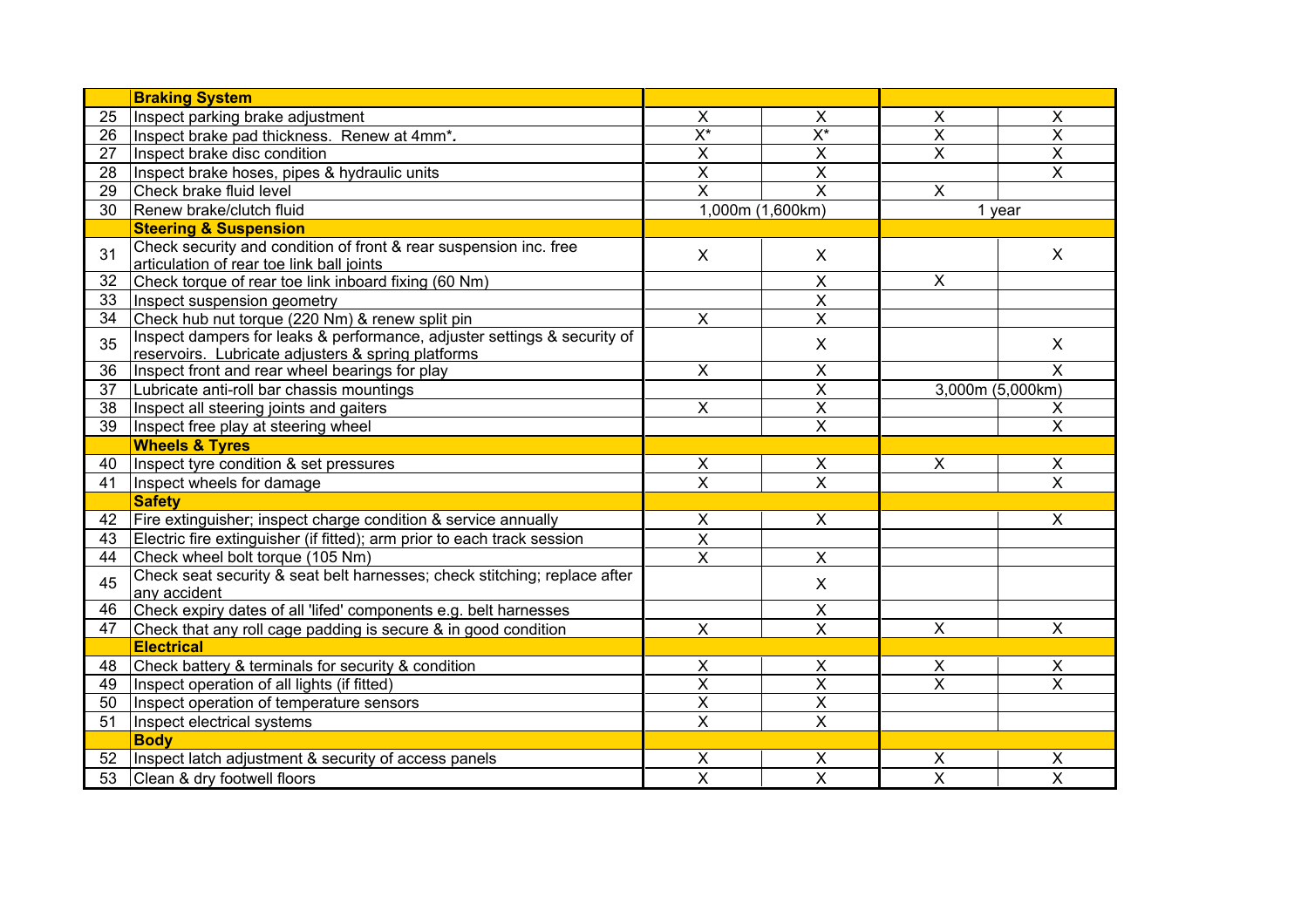| | Braking System | | | | |
|---|---|---|---|---|---|
| 25 | Inspect parking brake adjustment | X | X | X | X |
| 26 | Inspect brake pad thickness. Renew at 4mm*. | X* | X* | X | X |
| 27 | Inspect brake disc condition | X | X | X | X |
| 28 | Inspect brake hoses, pipes & hydraulic units | X | X | | X |
| 29 | Check brake fluid level | X | X | X | |
| 30 | Renew brake/clutch fluid | 1,000m (1,600km) | | 1 year | |
| | **Steering & Suspension** | | | | |
| 31 | Check security and condition of front & rear suspension inc. free articulation of rear toe link ball joints | X | X | | X |
| 32 | Check torque of rear toe link inboard fixing (60 Nm) | | X | X | |
| 33 | Inspect suspension geometry | | X | | |
| 34 | Check hub nut torque (220 Nm) & renew split pin | X | X | | |
| 35 | Inspect dampers for leaks & performance, adjuster settings & security of reservoirs. Lubricate adjusters & spring platforms | | X | | X |
| 36 | Inspect front and rear wheel bearings for play | X | X | | X |
| 37 | Lubricate anti-roll bar chassis mountings | | X | 3,000m (5,000km) | |
| 38 | Inspect all steering joints and gaiters | X | X | | X |
| 39 | Inspect free play at steering wheel | | X | | X |
| | **Wheels & Tyres** | | | | |
| 40 | Inspect tyre condition & set pressures | X | X | X | X |
| 41 | Inspect wheels for damage | X | X | | X |
| | **Safety** | | | | |
| 42 | Fire extinguisher; inspect charge condition & service annually | X | X | | X |
| 43 | Electric fire extinguisher (if fitted); arm prior to each track session | X | | | |
| 44 | Check wheel bolt torque (105 Nm) | X | X | | |
| 45 | Check seat security & seat belt harnesses; check stitching; replace after any accident | | X | | |
| 46 | Check expiry dates of all 'lifed' components e.g. belt harnesses | | X | | |
| 47 | Check that any roll cage padding is secure & in good condition | X | X | X | X |
| | **Electrical** | | | | |
| 48 | Check battery & terminals for security & condition | X | X | X | X |
| 49 | Inspect operation of all lights (if fitted) | X | X | X | X |
| 50 | Inspect operation of temperature sensors | X | X | | |
| 51 | Inspect electrical systems | X | X | | |
| | **Body** | | | | |
| 52 | Inspect latch adjustment & security of access panels | X | X | X | X |
| 53 | Clean & dry footwell floors | X | X | X | X |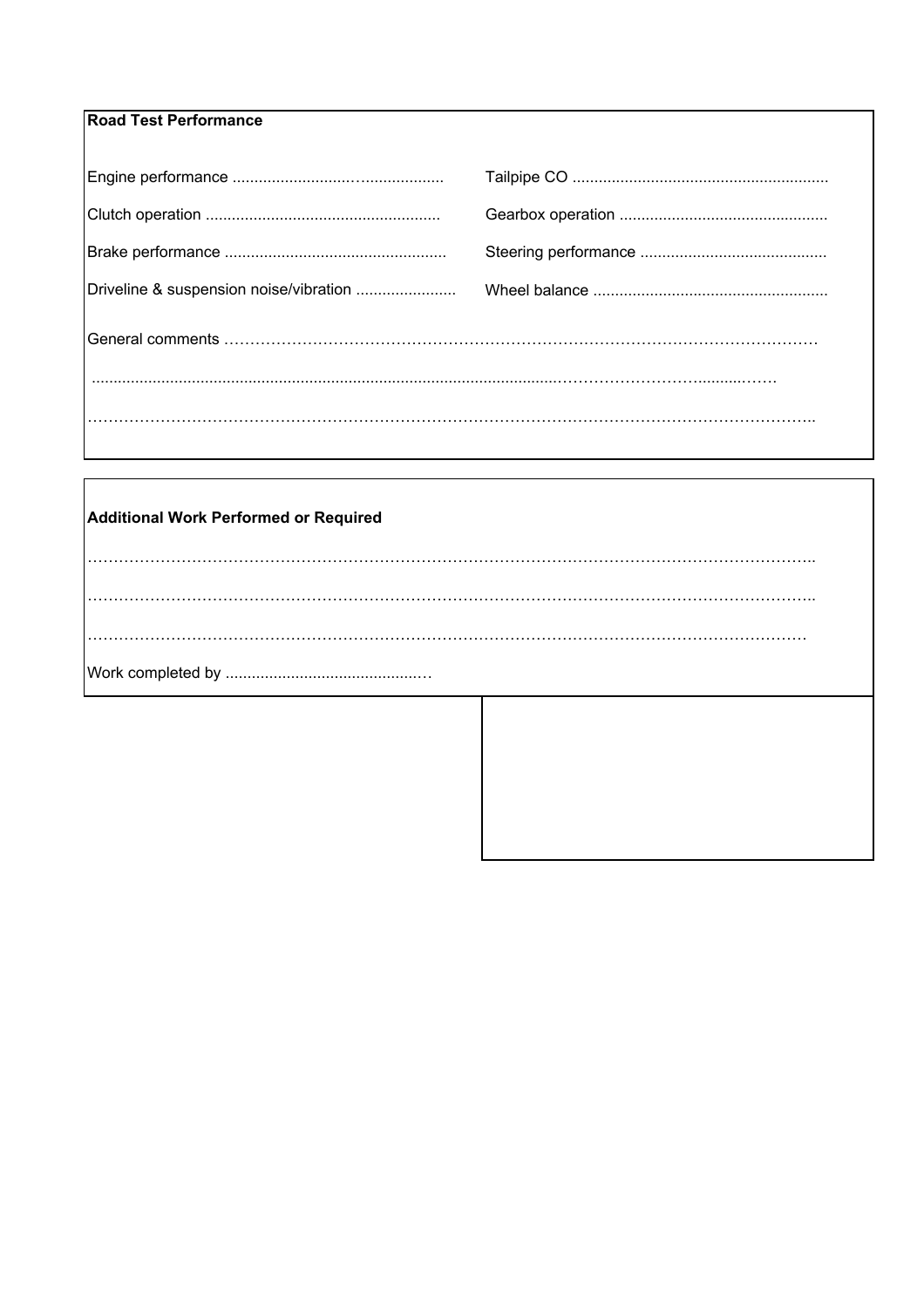**Road Test Performance**

| | |
|---|---|
| Engine performance ............................…................... | Tailpipe CO .......................................................... |
| Clutch operation ..................................................... | Gearbox operation ............................................... |
| Brake performance .................................................. | Steering performance .......................................... |
| Driveline & suspension noise/vibration ....................... | Wheel balance ..................................................... |

General comments …………………………………………………………………………………………………

........................................................................................................................………………………..........……

……………………………………………………………………………………………………………………..

**Additional Work Performed or Required**

……………………………………………………………………………………………………………………..

……………………………………………………………………………………………………………………..

…………………………………………………………………………………………………………………….

Work completed by ..............................................…